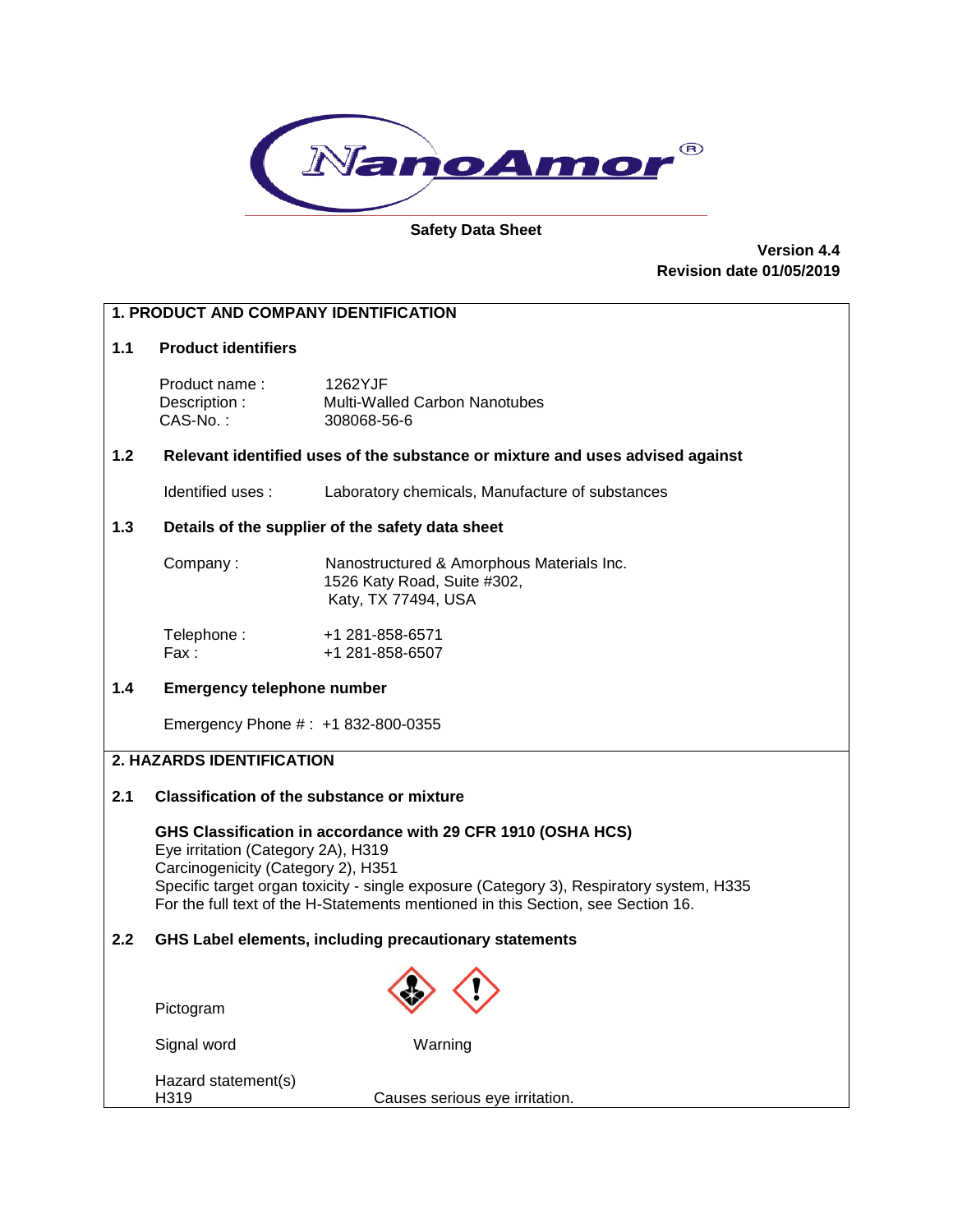NanoAmor®

**Safety Data Sheet**

**Version 4.4**
**Revision date 01/05/2019**

## 1. PRODUCT AND COMPANY IDENTIFICATION

### 1.1 Product identifiers

Product name : 1262YJF
Description : Multi-Walled Carbon Nanotubes
CAS-No. : 308068-56-6

### 1.2 Relevant identified uses of the substance or mixture and uses advised against

Identified uses : Laboratory chemicals, Manufacture of substances

### 1.3 Details of the supplier of the safety data sheet

Company : Nanostructured & Amorphous Materials Inc.
1526 Katy Road, Suite #302,
Katy, TX 77494, USA

Telephone : +1 281-858-6571
Fax : +1 281-858-6507

### 1.4 Emergency telephone number

Emergency Phone # : +1 832-800-0355

## 2. HAZARDS IDENTIFICATION

### 2.1 Classification of the substance or mixture

**GHS Classification in accordance with 29 CFR 1910 (OSHA HCS)**
Eye irritation (Category 2A), H319
Carcinogenicity (Category 2), H351
Specific target organ toxicity - single exposure (Category 3), Respiratory system, H335
For the full text of the H-Statements mentioned in this Section, see Section 16.

### 2.2 GHS Label elements, including precautionary statements

Pictogram

Signal word Warning

Hazard statement(s)
H319 Causes serious eye irritation.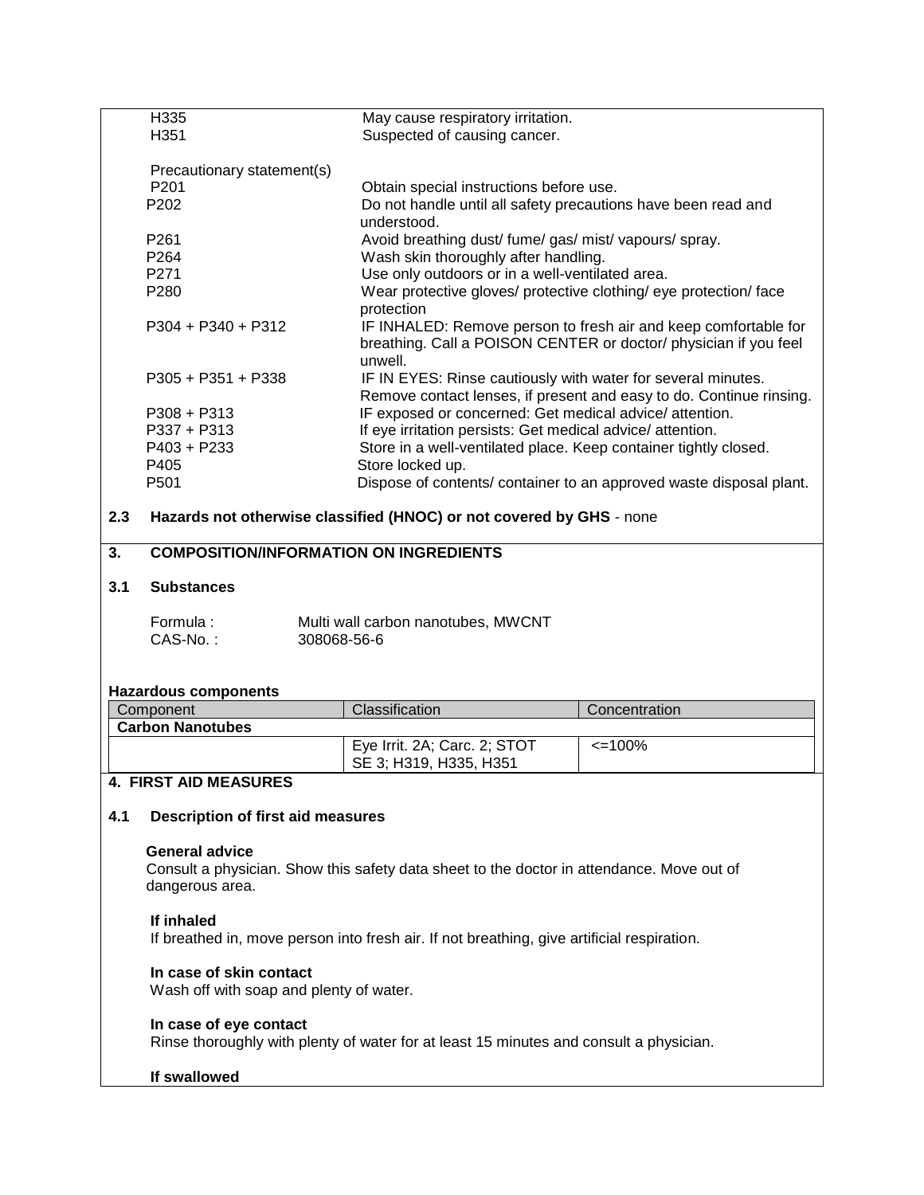| | |
|---|---|
| H335 | May cause respiratory irritation. |
| H351 | Suspected of causing cancer. |

Precautionary statement(s)

| | |
|---|---|
| P201 | Obtain special instructions before use. |
| P202 | Do not handle until all safety precautions have been read and understood. |
| P261 | Avoid breathing dust/ fume/ gas/ mist/ vapours/ spray. |
| P264 | Wash skin thoroughly after handling. |
| P271 | Use only outdoors or in a well-ventilated area. |
| P280 | Wear protective gloves/ protective clothing/ eye protection/ face protection |
| P304 + P340 + P312 | IF INHALED: Remove person to fresh air and keep comfortable for breathing. Call a POISON CENTER or doctor/ physician if you feel unwell. |
| P305 + P351 + P338 | IF IN EYES: Rinse cautiously with water for several minutes. Remove contact lenses, if present and easy to do. Continue rinsing. |
| P308 + P313 | IF exposed or concerned: Get medical advice/ attention. |
| P337 + P313 | If eye irritation persists: Get medical advice/ attention. |
| P403 + P233 | Store in a well-ventilated place. Keep container tightly closed. |
| P405 | Store locked up. |
| P501 | Dispose of contents/ container to an approved waste disposal plant. |

### 2.3 Hazards not otherwise classified (HNOC) or not covered by GHS - none

## 3. COMPOSITION/INFORMATION ON INGREDIENTS

### 3.1 Substances

Formula : Multi wall carbon nanotubes, MWCNT
CAS-No. : 308068-56-6

**Hazardous components**

| Component | Classification | Concentration |
|---|---|---|
| **Carbon Nanotubes** | | |
| | Eye Irrit. 2A; Carc. 2; STOT SE 3; H319, H335, H351 | <=100% |

## 4. FIRST AID MEASURES

### 4.1 Description of first aid measures

**General advice**
Consult a physician. Show this safety data sheet to the doctor in attendance. Move out of dangerous area.

**If inhaled**
If breathed in, move person into fresh air. If not breathing, give artificial respiration.

**In case of skin contact**
Wash off with soap and plenty of water.

**In case of eye contact**
Rinse thoroughly with plenty of water for at least 15 minutes and consult a physician.

**If swallowed**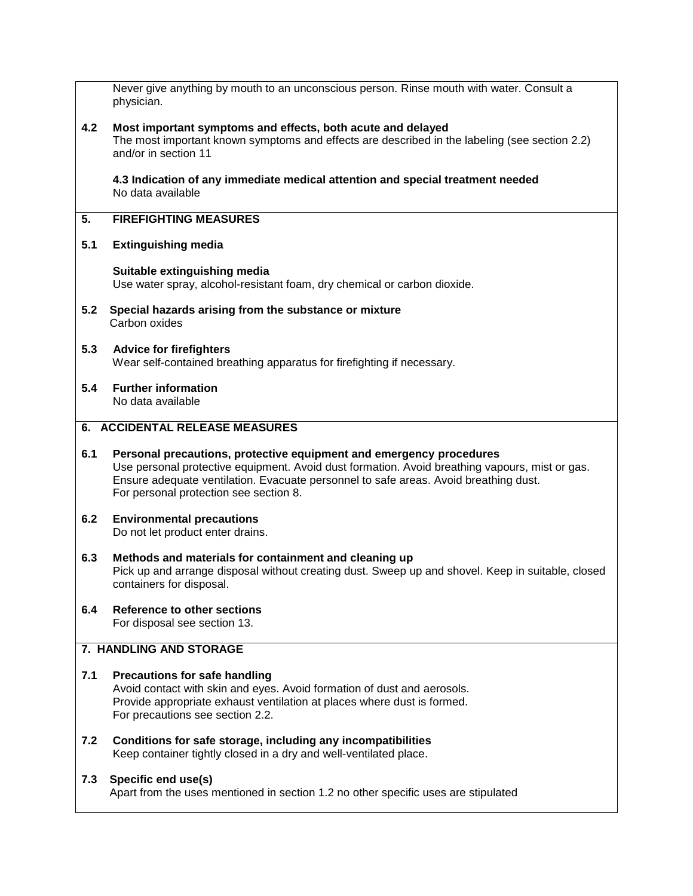Never give anything by mouth to an unconscious person. Rinse mouth with water. Consult a physician.

**4.2 Most important symptoms and effects, both acute and delayed**
The most important known symptoms and effects are described in the labeling (see section 2.2) and/or in section 11

**4.3 Indication of any immediate medical attention and special treatment needed**
No data available

## 5. FIREFIGHTING MEASURES

**5.1 Extinguishing media**

**Suitable extinguishing media**
Use water spray, alcohol-resistant foam, dry chemical or carbon dioxide.

**5.2 Special hazards arising from the substance or mixture**
Carbon oxides

**5.3 Advice for firefighters**
Wear self-contained breathing apparatus for firefighting if necessary.

**5.4 Further information**
No data available

## 6. ACCIDENTAL RELEASE MEASURES

**6.1 Personal precautions, protective equipment and emergency procedures**
Use personal protective equipment. Avoid dust formation. Avoid breathing vapours, mist or gas. Ensure adequate ventilation. Evacuate personnel to safe areas. Avoid breathing dust.
For personal protection see section 8.

**6.2 Environmental precautions**
Do not let product enter drains.

**6.3 Methods and materials for containment and cleaning up**
Pick up and arrange disposal without creating dust. Sweep up and shovel. Keep in suitable, closed containers for disposal.

**6.4 Reference to other sections**
For disposal see section 13.

## 7. HANDLING AND STORAGE

**7.1 Precautions for safe handling**
Avoid contact with skin and eyes. Avoid formation of dust and aerosols.
Provide appropriate exhaust ventilation at places where dust is formed.
For precautions see section 2.2.

**7.2 Conditions for safe storage, including any incompatibilities**
Keep container tightly closed in a dry and well-ventilated place.

**7.3 Specific end use(s)**
Apart from the uses mentioned in section 1.2 no other specific uses are stipulated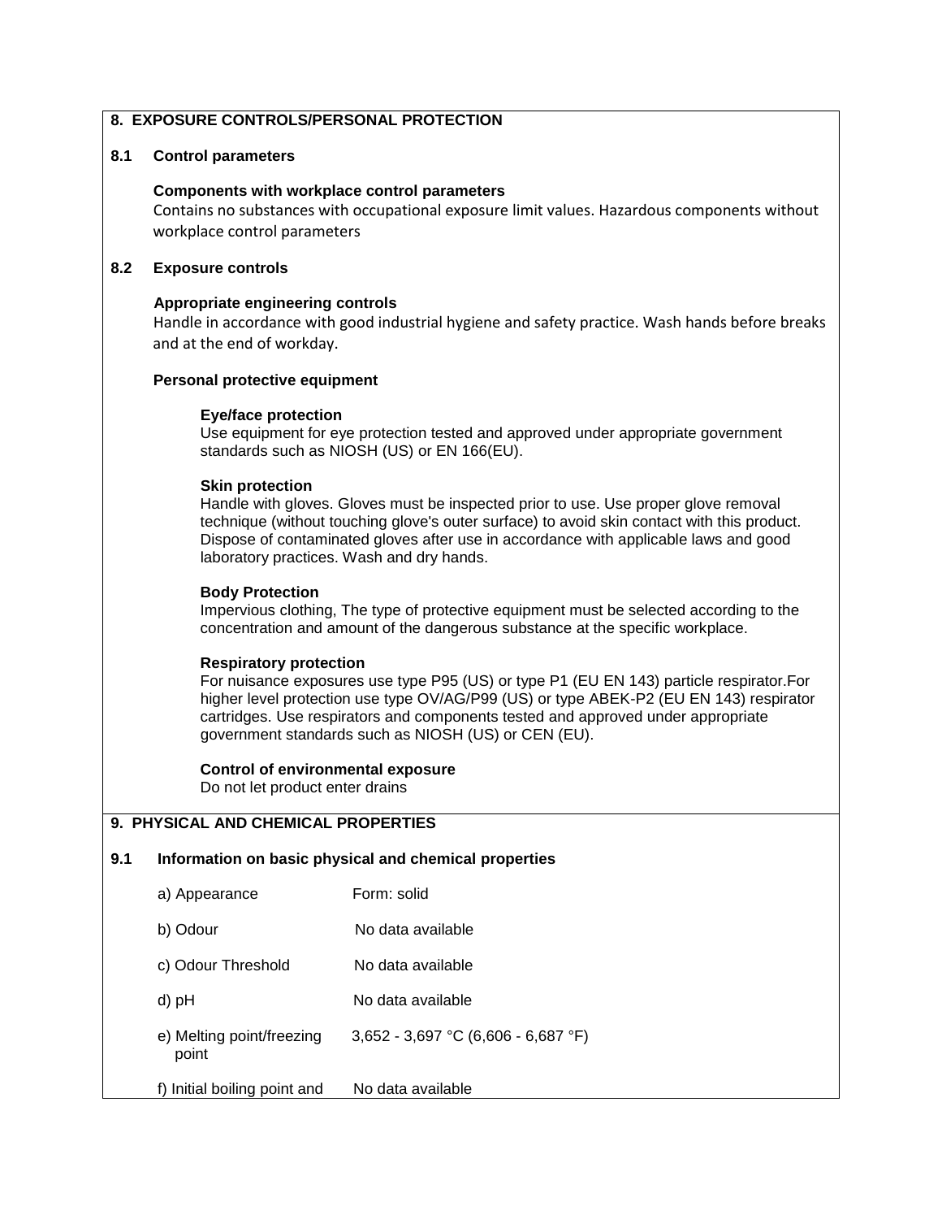## 8. EXPOSURE CONTROLS/PERSONAL PROTECTION

### 8.1 Control parameters

**Components with workplace control parameters**

Contains no substances with occupational exposure limit values. Hazardous components without workplace control parameters

### 8.2 Exposure controls

**Appropriate engineering controls**

Handle in accordance with good industrial hygiene and safety practice. Wash hands before breaks and at the end of workday.

**Personal protective equipment**

**Eye/face protection**

Use equipment for eye protection tested and approved under appropriate government standards such as NIOSH (US) or EN 166(EU).

**Skin protection**

Handle with gloves. Gloves must be inspected prior to use. Use proper glove removal technique (without touching glove's outer surface) to avoid skin contact with this product. Dispose of contaminated gloves after use in accordance with applicable laws and good laboratory practices. Wash and dry hands.

**Body Protection**

Impervious clothing, The type of protective equipment must be selected according to the concentration and amount of the dangerous substance at the specific workplace.

**Respiratory protection**

For nuisance exposures use type P95 (US) or type P1 (EU EN 143) particle respirator.For higher level protection use type OV/AG/P99 (US) or type ABEK-P2 (EU EN 143) respirator cartridges. Use respirators and components tested and approved under appropriate government standards such as NIOSH (US) or CEN (EU).

**Control of environmental exposure**

Do not let product enter drains

## 9. PHYSICAL AND CHEMICAL PROPERTIES

### 9.1 Information on basic physical and chemical properties

| | |
|---|---|
| a) Appearance | Form: solid |
| b) Odour | No data available |
| c) Odour Threshold | No data available |
| d) pH | No data available |
| e) Melting point/freezing point | 3,652 - 3,697 °C (6,606 - 6,687 °F) |
| f) Initial boiling point and | No data available |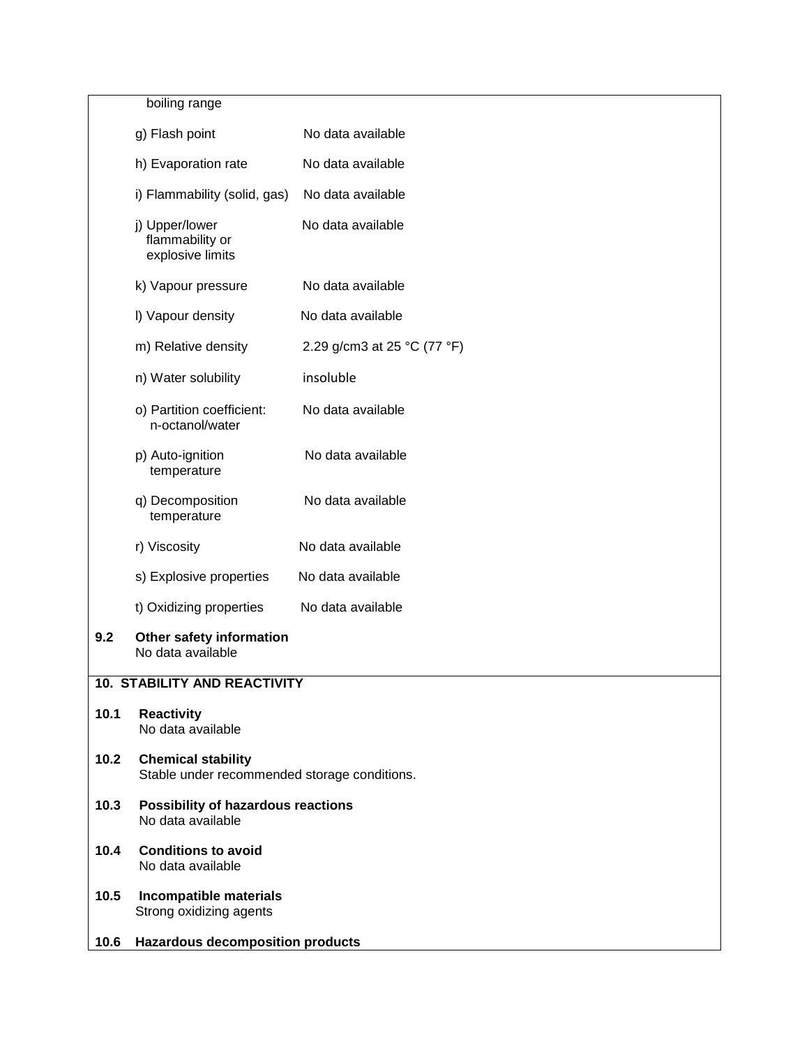| | |
|---|---|
| boiling range | |
| g) Flash point | No data available |
| h) Evaporation rate | No data available |
| i) Flammability (solid, gas) | No data available |
| j) Upper/lower flammability or explosive limits | No data available |
| k) Vapour pressure | No data available |
| l) Vapour density | No data available |
| m) Relative density | 2.29 g/cm3 at 25 °C (77 °F) |
| n) Water solubility | insoluble |
| o) Partition coefficient: n-octanol/water | No data available |
| p) Auto-ignition temperature | No data available |
| q) Decomposition temperature | No data available |
| r) Viscosity | No data available |
| s) Explosive properties | No data available |
| t) Oxidizing properties | No data available |

**9.2 Other safety information**
No data available

## 10. STABILITY AND REACTIVITY

**10.1 Reactivity**
No data available

**10.2 Chemical stability**
Stable under recommended storage conditions.

**10.3 Possibility of hazardous reactions**
No data available

**10.4 Conditions to avoid**
No data available

**10.5 Incompatible materials**
Strong oxidizing agents

**10.6 Hazardous decomposition products**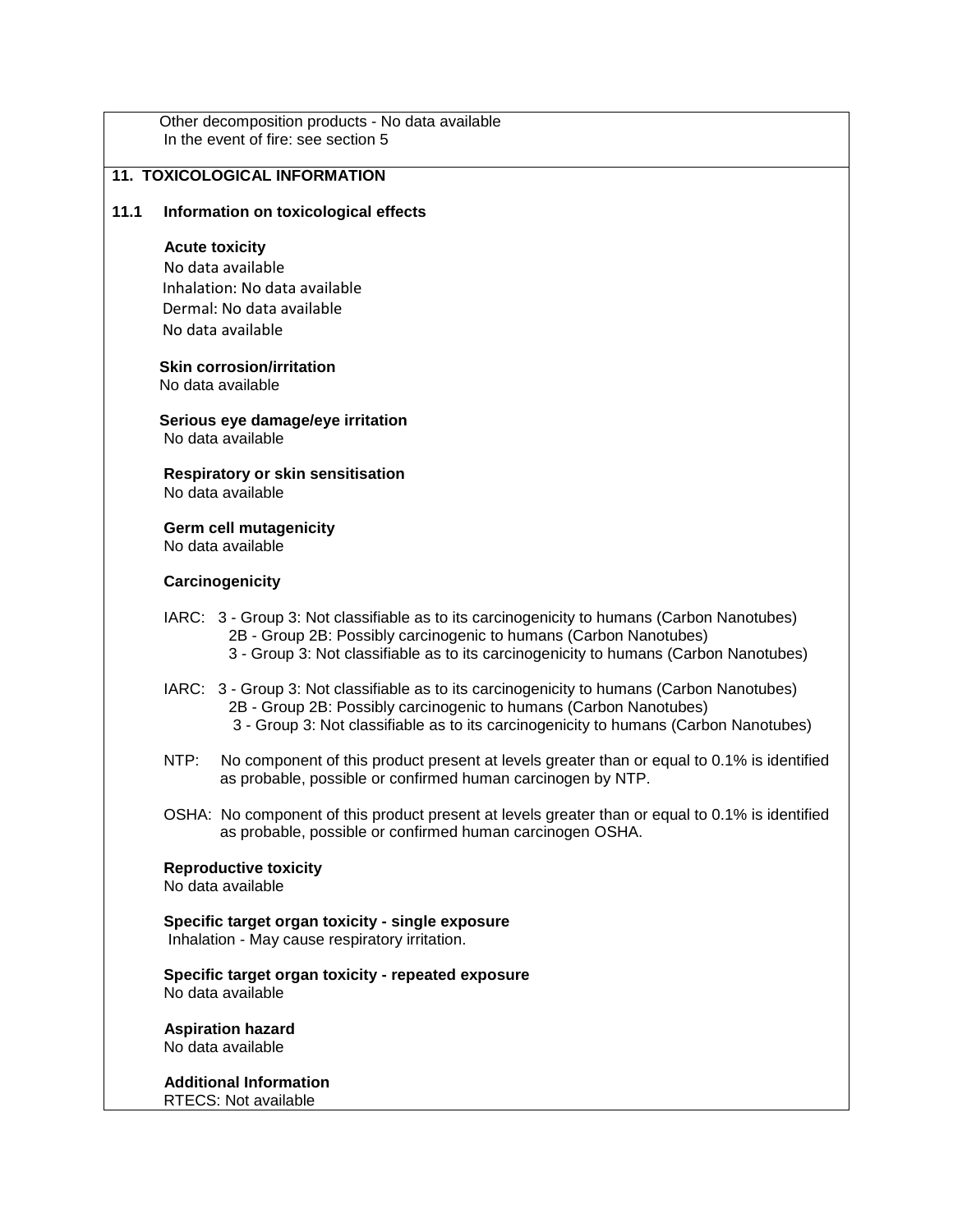Other decomposition products - No data available
In the event of fire: see section 5

## 11. TOXICOLOGICAL INFORMATION

### 11.1 Information on toxicological effects

**Acute toxicity**
No data available
Inhalation: No data available
Dermal: No data available
No data available

**Skin corrosion/irritation**
No data available

**Serious eye damage/eye irritation**
No data available

**Respiratory or skin sensitisation**
No data available

**Germ cell mutagenicity**
No data available

**Carcinogenicity**

IARC: 3 - Group 3: Not classifiable as to its carcinogenicity to humans (Carbon Nanotubes)
2B - Group 2B: Possibly carcinogenic to humans (Carbon Nanotubes)
3 - Group 3: Not classifiable as to its carcinogenicity to humans (Carbon Nanotubes)

IARC: 3 - Group 3: Not classifiable as to its carcinogenicity to humans (Carbon Nanotubes)
2B - Group 2B: Possibly carcinogenic to humans (Carbon Nanotubes)
3 - Group 3: Not classifiable as to its carcinogenicity to humans (Carbon Nanotubes)

NTP: No component of this product present at levels greater than or equal to 0.1% is identified as probable, possible or confirmed human carcinogen by NTP.

OSHA: No component of this product present at levels greater than or equal to 0.1% is identified as probable, possible or confirmed human carcinogen OSHA.

**Reproductive toxicity**
No data available

**Specific target organ toxicity - single exposure**
Inhalation - May cause respiratory irritation.

**Specific target organ toxicity - repeated exposure**
No data available

**Aspiration hazard**
No data available

**Additional Information**
RTECS: Not available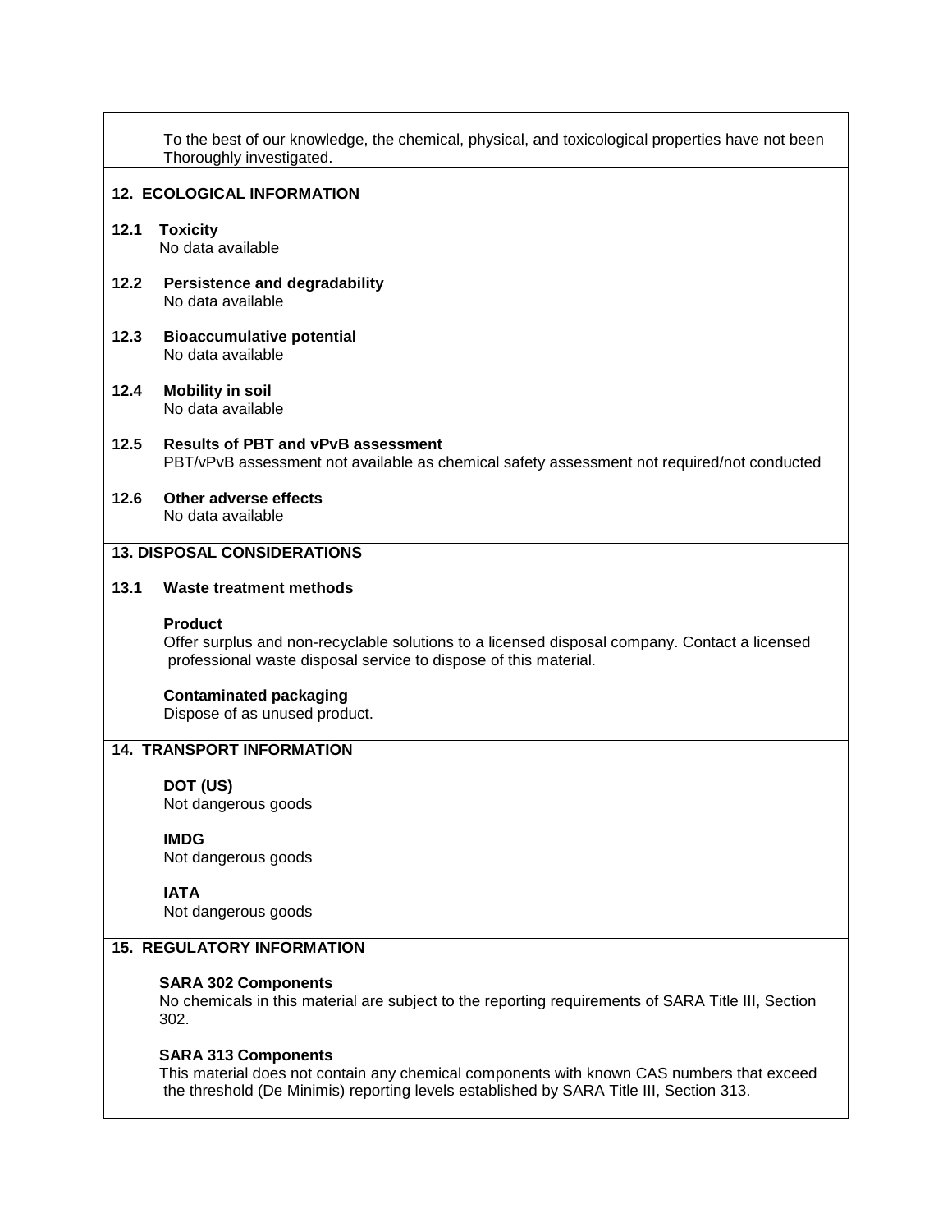To the best of our knowledge, the chemical, physical, and toxicological properties have not been Thoroughly investigated.

## 12. ECOLOGICAL INFORMATION

### 12.1 Toxicity

No data available

### 12.2 Persistence and degradability

No data available

### 12.3 Bioaccumulative potential

No data available

### 12.4 Mobility in soil

No data available

### 12.5 Results of PBT and vPvB assessment

PBT/vPvB assessment not available as chemical safety assessment not required/not conducted

### 12.6 Other adverse effects

No data available

## 13. DISPOSAL CONSIDERATIONS

### 13.1 Waste treatment methods

**Product**

Offer surplus and non-recyclable solutions to a licensed disposal company. Contact a licensed professional waste disposal service to dispose of this material.

**Contaminated packaging**

Dispose of as unused product.

## 14. TRANSPORT INFORMATION

**DOT (US)**

Not dangerous goods

**IMDG**

Not dangerous goods

**IATA**

Not dangerous goods

## 15. REGULATORY INFORMATION

**SARA 302 Components**

No chemicals in this material are subject to the reporting requirements of SARA Title III, Section 302.

**SARA 313 Components**

This material does not contain any chemical components with known CAS numbers that exceed the threshold (De Minimis) reporting levels established by SARA Title III, Section 313.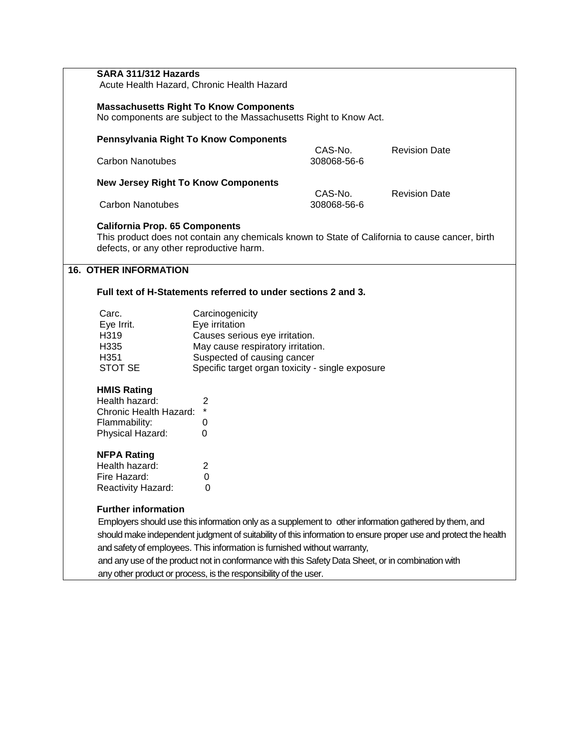**SARA 311/312 Hazards**

Acute Health Hazard, Chronic Health Hazard

**Massachusetts Right To Know Components**

No components are subject to the Massachusetts Right to Know Act.

**Pennsylvania Right To Know Components**

| | CAS-No. | Revision Date |
|---|---|---|
| Carbon Nanotubes | 308068-56-6 | |

**New Jersey Right To Know Components**

| | CAS-No. | Revision Date |
|---|---|---|
| Carbon Nanotubes | 308068-56-6 | |

**California Prop. 65 Components**

This product does not contain any chemicals known to State of California to cause cancer, birth defects, or any other reproductive harm.

## 16. OTHER INFORMATION

**Full text of H-Statements referred to under sections 2 and 3.**

| | |
|---|---|
| Carc. | Carcinogenicity |
| Eye Irrit. | Eye irritation |
| H319 | Causes serious eye irritation. |
| H335 | May cause respiratory irritation. |
| H351 | Suspected of causing cancer |
| STOT SE | Specific target organ toxicity - single exposure |

**HMIS Rating**

| | |
|---|---|
| Health hazard: | 2 |
| Chronic Health Hazard: | * |
| Flammability: | 0 |
| Physical Hazard: | 0 |

**NFPA Rating**

| | |
|---|---|
| Health hazard: | 2 |
| Fire Hazard: | 0 |
| Reactivity Hazard: | 0 |

**Further information**

Employers should use this information only as a supplement to other information gathered by them, and should make independent judgment of suitability of this information to ensure proper use and protect the health and safety of employees. This information is furnished without warranty, and any use of the product not in conformance with this Safety Data Sheet, or in combination with any other product or process, is the responsibility of the user.